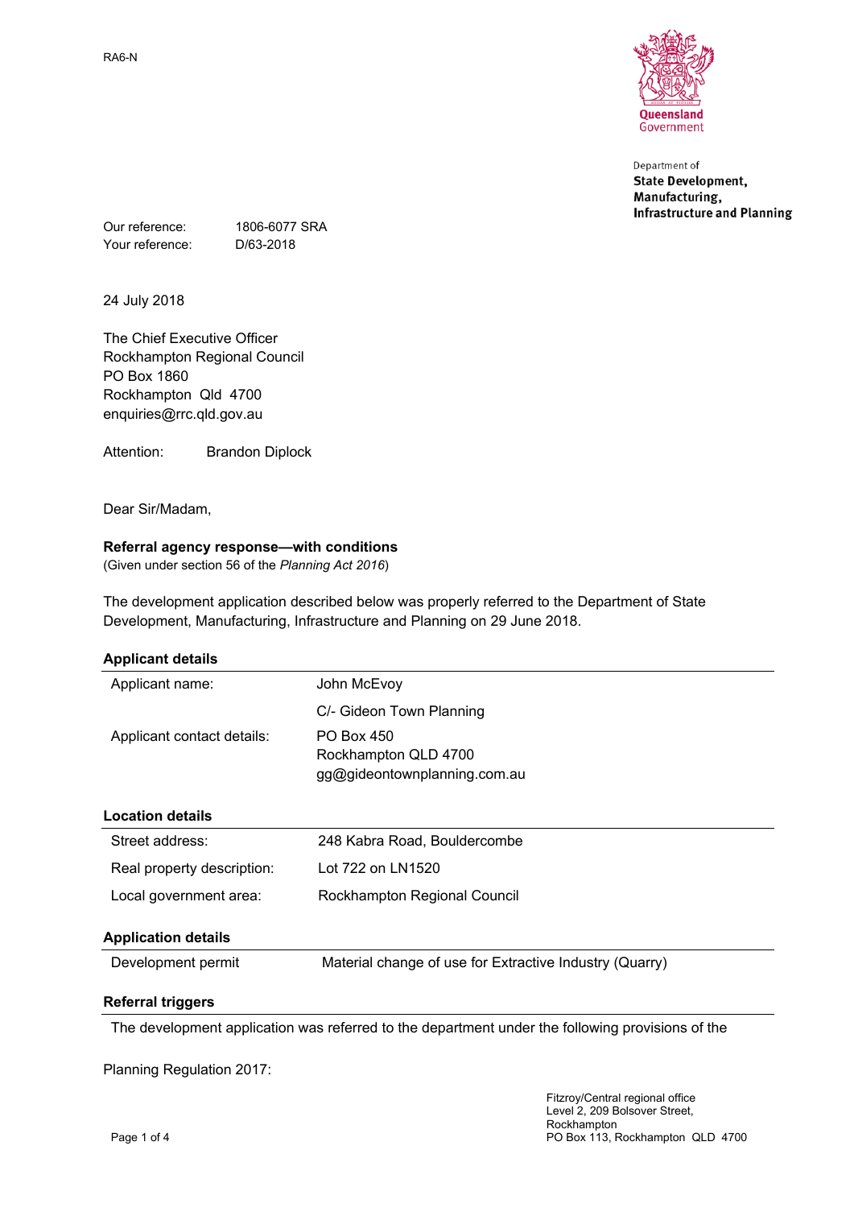RA6-N

Queensland Government

Department of
**State Development, Manufacturing, Infrastructure and Planning**

Our reference: 1806-6077 SRA
Your reference: D/63-2018

24 July 2018

The Chief Executive Officer
Rockhampton Regional Council
PO Box 1860
Rockhampton Qld 4700
enquiries@rrc.qld.gov.au

Attention: Brandon Diplock

Dear Sir/Madam,

**Referral agency response—with conditions**
(Given under section 56 of the *Planning Act 2016*)

The development application described below was properly referred to the Department of State Development, Manufacturing, Infrastructure and Planning on 29 June 2018.

**Applicant details**

| | |
|---|---|
| Applicant name: | John McEvoy |
| | C/- Gideon Town Planning |
| Applicant contact details: | PO Box 450<br>Rockhampton QLD 4700<br>gg@gideontownplanning.com.au |

**Location details**

| | |
|---|---|
| Street address: | 248 Kabra Road, Bouldercombe |
| Real property description: | Lot 722 on LN1520 |
| Local government area: | Rockhampton Regional Council |

**Application details**

| | |
|---|---|
| Development permit | Material change of use for Extractive Industry (Quarry) |

**Referral triggers**

The development application was referred to the department under the following provisions of the Planning Regulation 2017:

Fitzroy/Central regional office
Level 2, 209 Bolsover Street,
Rockhampton
PO Box 113, Rockhampton QLD 4700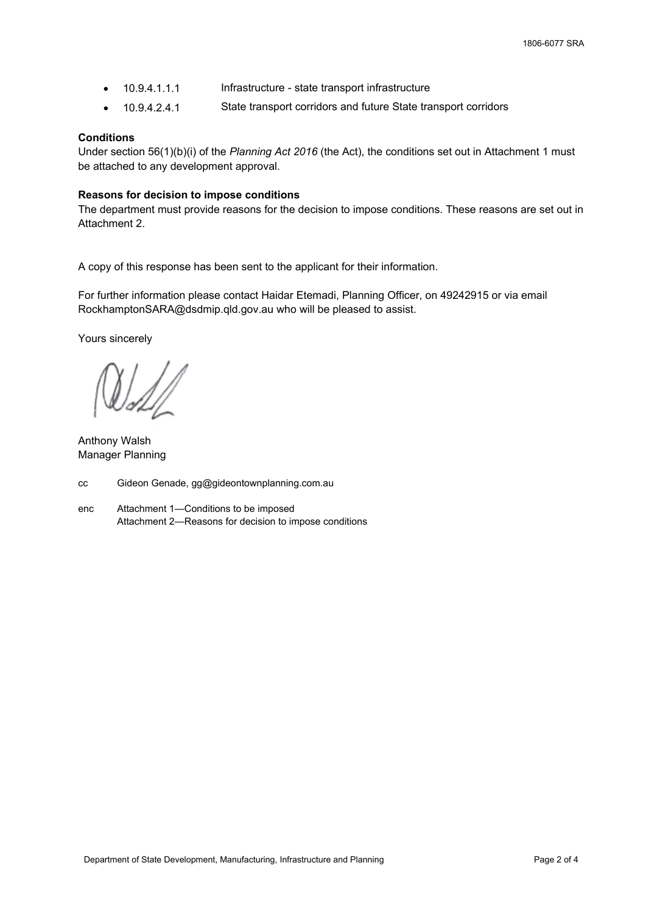- 10.9.4.1.1.1 Infrastructure - state transport infrastructure
- 10.9.4.2.4.1 State transport corridors and future State transport corridors

**Conditions**

Under section 56(1)(b)(i) of the *Planning Act 2016* (the Act), the conditions set out in Attachment 1 must be attached to any development approval.

**Reasons for decision to impose conditions**

The department must provide reasons for the decision to impose conditions. These reasons are set out in Attachment 2.

A copy of this response has been sent to the applicant for their information.

For further information please contact Haidar Etemadi, Planning Officer, on 49242915 or via email RockhamptonSARA@dsdmip.qld.gov.au who will be pleased to assist.

Yours sincerely

Anthony Walsh
Manager Planning

cc Gideon Genade, gg@gideontownplanning.com.au

enc Attachment 1—Conditions to be imposed
Attachment 2—Reasons for decision to impose conditions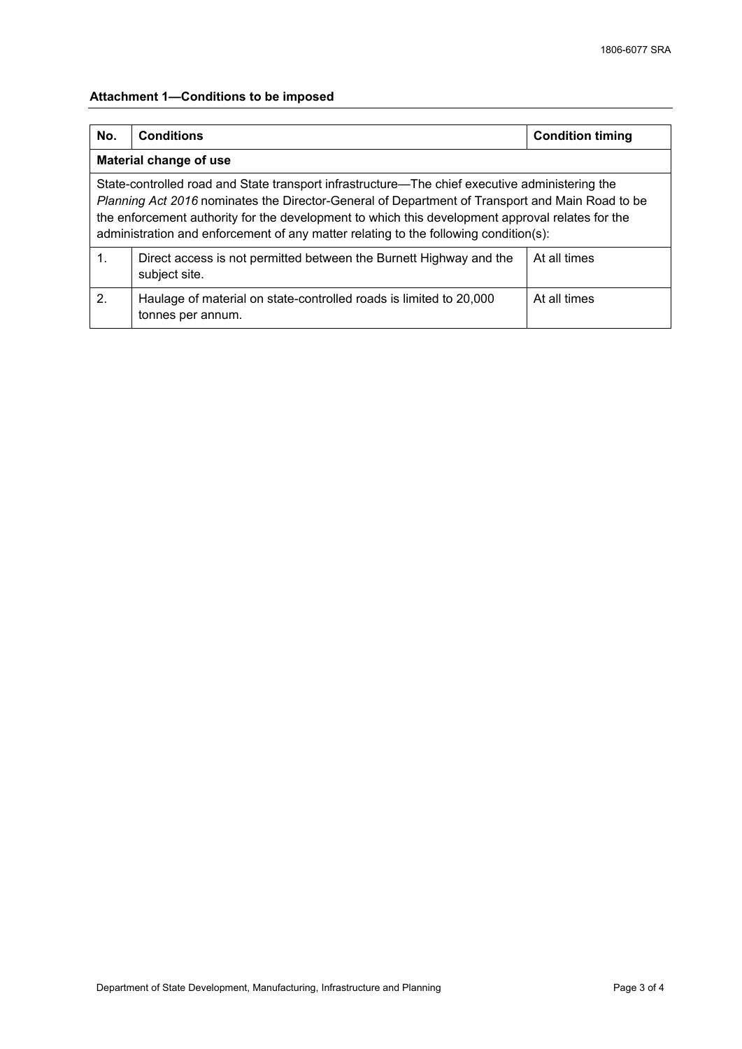## Attachment 1—Conditions to be imposed

| No. | Conditions | Condition timing |
|---|---|---|
| **Material change of use** | | |
| State-controlled road and State transport infrastructure—The chief executive administering the *Planning Act 2016* nominates the Director-General of Department of Transport and Main Road to be the enforcement authority for the development to which this development approval relates for the administration and enforcement of any matter relating to the following condition(s): | | |
| 1. | Direct access is not permitted between the Burnett Highway and the subject site. | At all times |
| 2. | Haulage of material on state-controlled roads is limited to 20,000 tonnes per annum. | At all times |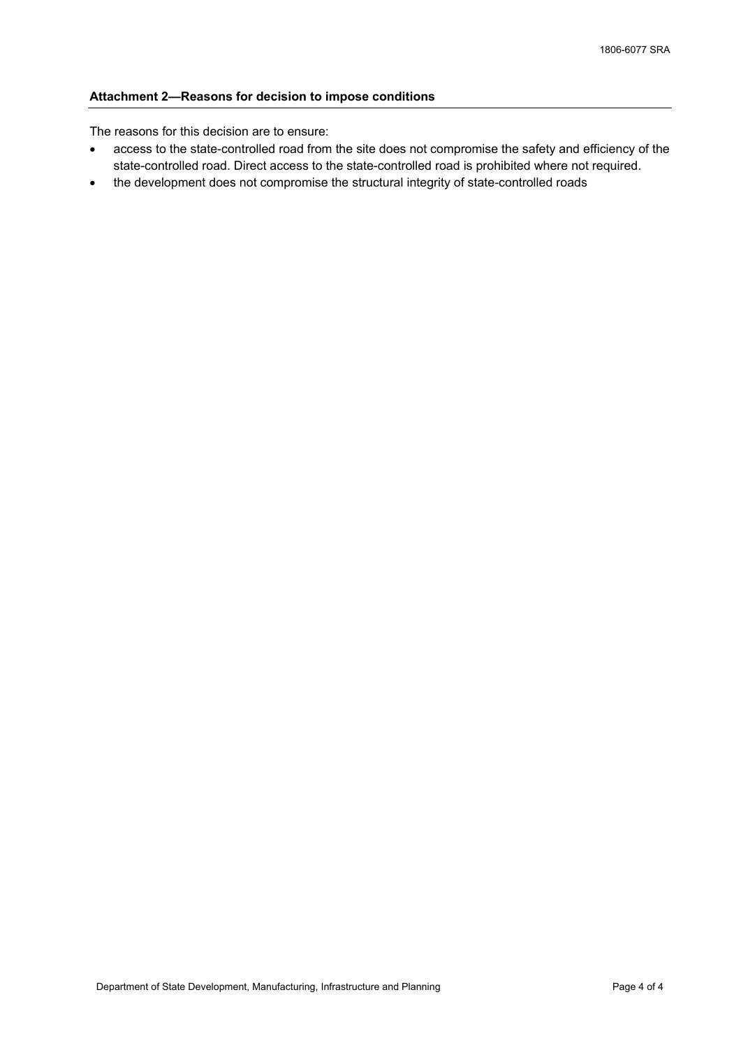### Attachment 2—Reasons for decision to impose conditions

The reasons for this decision are to ensure:

- access to the state-controlled road from the site does not compromise the safety and efficiency of the state-controlled road. Direct access to the state-controlled road is prohibited where not required.
- the development does not compromise the structural integrity of state-controlled roads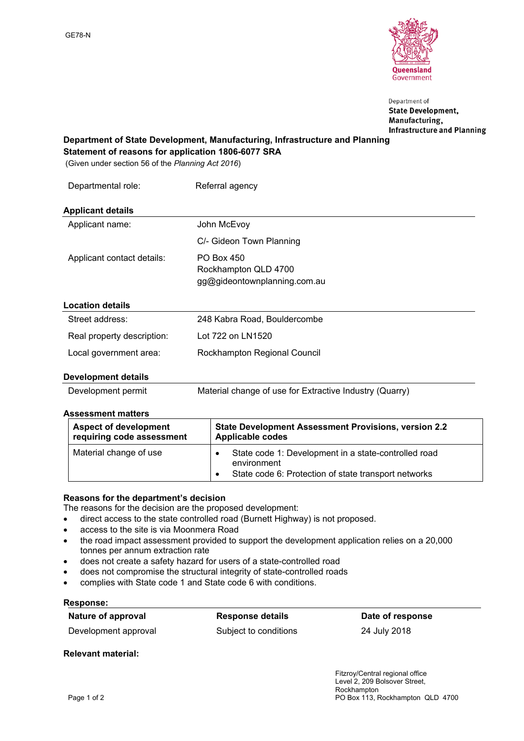GE78-N

Department of State Development, Manufacturing, Infrastructure and Planning

**Department of State Development, Manufacturing, Infrastructure and Planning**
**Statement of reasons for application 1806-6077 SRA**
(Given under section 56 of the *Planning Act 2016*)

| | |
|---|---|
| Departmental role: | Referral agency |

**Applicant details**

| | |
|---|---|
| Applicant name: | John McEvoy |
| | C/- Gideon Town Planning |
| Applicant contact details: | PO Box 450<br>Rockhampton QLD 4700<br>gg@gideontownplanning.com.au |

**Location details**

| | |
|---|---|
| Street address: | 248 Kabra Road, Bouldercombe |
| Real property description: | Lot 722 on LN1520 |
| Local government area: | Rockhampton Regional Council |

**Development details**

| | |
|---|---|
| Development permit | Material change of use for Extractive Industry (Quarry) |

**Assessment matters**

| Aspect of development requiring code assessment | State Development Assessment Provisions, version 2.2 Applicable codes |
|---|---|
| Material change of use | • State code 1: Development in a state-controlled road environment<br>• State code 6: Protection of state transport networks |

**Reasons for the department's decision**
The reasons for the decision are the proposed development:

- direct access to the state controlled road (Burnett Highway) is not proposed.
- access to the site is via Moonmera Road
- the road impact assessment provided to support the development application relies on a 20,000 tonnes per annum extraction rate
- does not create a safety hazard for users of a state-controlled road
- does not compromise the structural integrity of state-controlled roads
- complies with State code 1 and State code 6 with conditions.

**Response:**

| Nature of approval | Response details | Date of response |
|---|---|---|
| Development approval | Subject to conditions | 24 July 2018 |

**Relevant material:**

Fitzroy/Central regional office
Level 2, 209 Bolsover Street,
Rockhampton
PO Box 113, Rockhampton QLD 4700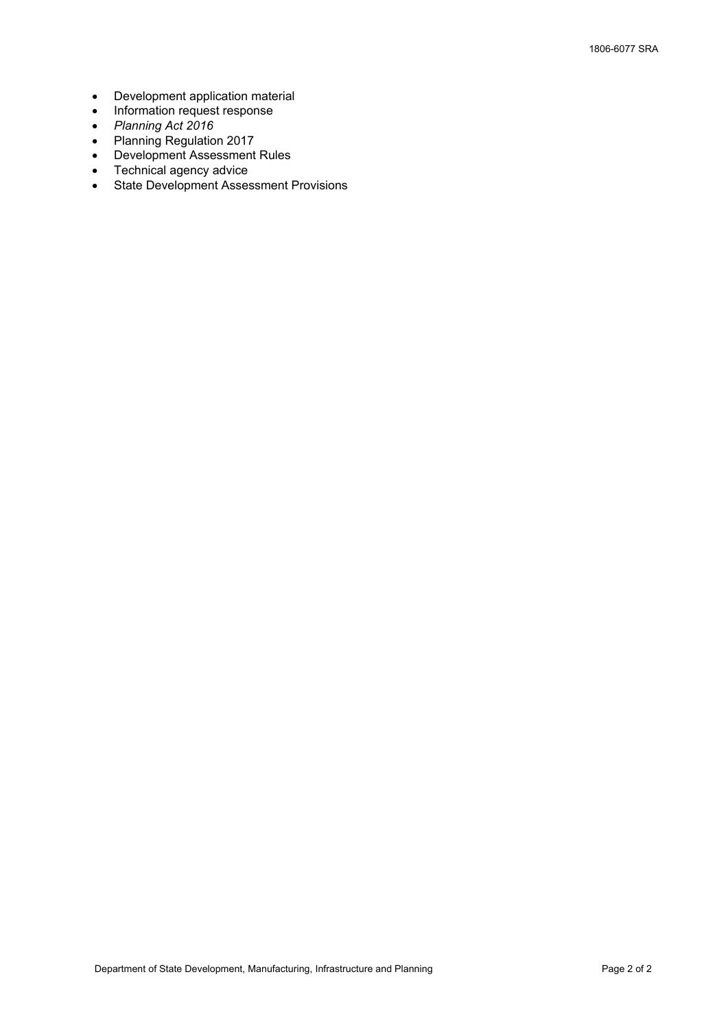- Development application material
- Information request response
- *Planning Act 2016*
- Planning Regulation 2017
- Development Assessment Rules
- Technical agency advice
- State Development Assessment Provisions